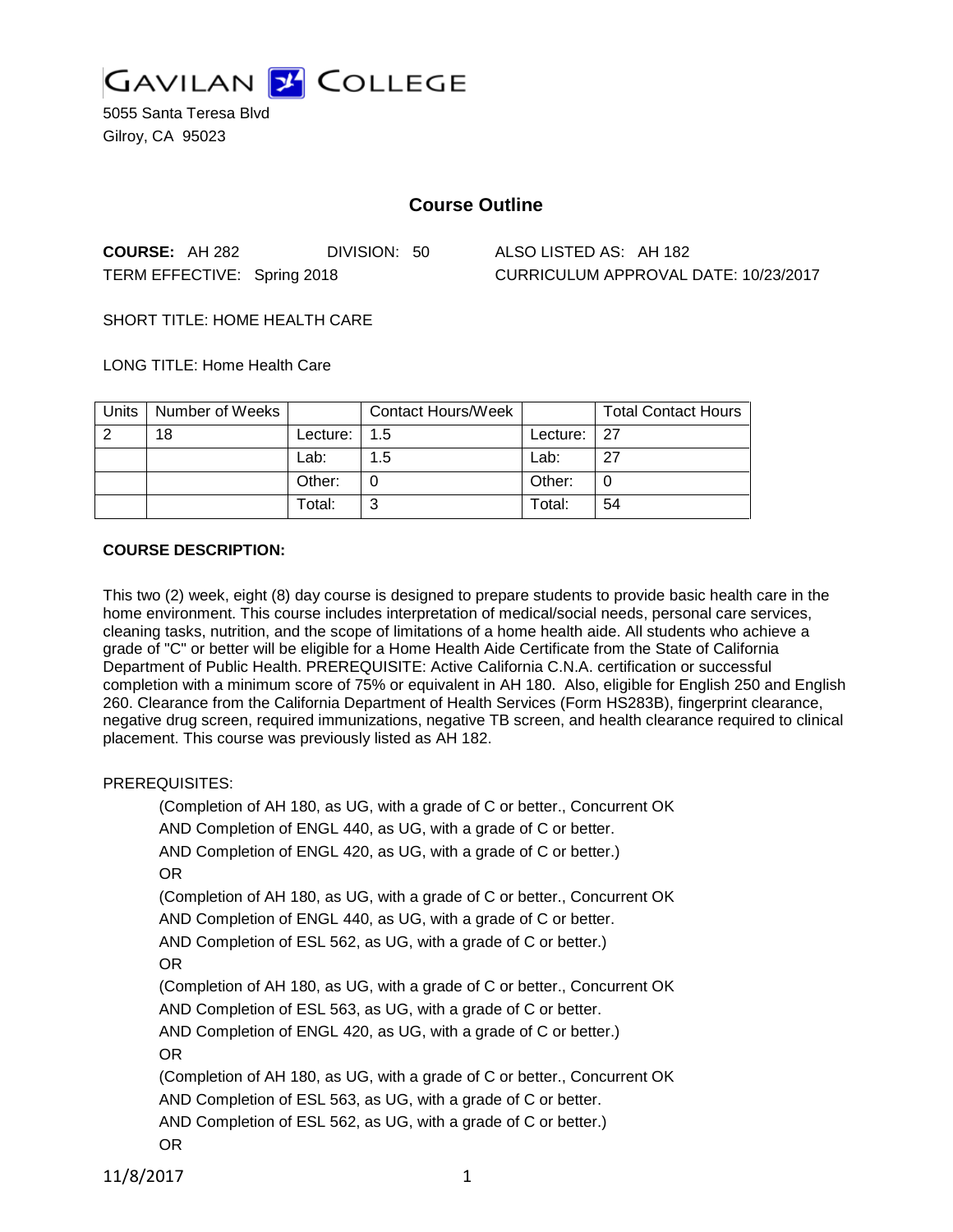GAVILAN COLLEGE

5055 Santa Teresa Blvd
Gilroy, CA 95023

# Course Outline

**COURSE:** AH 282    DIVISION: 50    ALSO LISTED AS: AH 182

TERM EFFECTIVE: Spring 2018    CURRICULUM APPROVAL DATE: 10/23/2017

SHORT TITLE: HOME HEALTH CARE

LONG TITLE: Home Health Care

| Units | Number of Weeks | | Contact Hours/Week | | Total Contact Hours |
|---|---|---|---|---|---|
| 2 | 18 | Lecture: | 1.5 | Lecture: | 27 |
| | | Lab: | 1.5 | Lab: | 27 |
| | | Other: | 0 | Other: | 0 |
| | | Total: | 3 | Total: | 54 |

**COURSE DESCRIPTION:**

This two (2) week, eight (8) day course is designed to prepare students to provide basic health care in the home environment. This course includes interpretation of medical/social needs, personal care services, cleaning tasks, nutrition, and the scope of limitations of a home health aide. All students who achieve a grade of "C" or better will be eligible for a Home Health Aide Certificate from the State of California Department of Public Health. PREREQUISITE: Active California C.N.A. certification or successful completion with a minimum score of 75% or equivalent in AH 180. Also, eligible for English 250 and English 260. Clearance from the California Department of Health Services (Form HS283B), fingerprint clearance, negative drug screen, required immunizations, negative TB screen, and health clearance required to clinical placement. This course was previously listed as AH 182.

PREREQUISITES:

(Completion of AH 180, as UG, with a grade of C or better., Concurrent OK
AND Completion of ENGL 440, as UG, with a grade of C or better.
AND Completion of ENGL 420, as UG, with a grade of C or better.)
OR
(Completion of AH 180, as UG, with a grade of C or better., Concurrent OK
AND Completion of ENGL 440, as UG, with a grade of C or better.
AND Completion of ESL 562, as UG, with a grade of C or better.)
OR
(Completion of AH 180, as UG, with a grade of C or better., Concurrent OK
AND Completion of ESL 563, as UG, with a grade of C or better.
AND Completion of ENGL 420, as UG, with a grade of C or better.)
OR
(Completion of AH 180, as UG, with a grade of C or better., Concurrent OK
AND Completion of ESL 563, as UG, with a grade of C or better.
AND Completion of ESL 562, as UG, with a grade of C or better.)
OR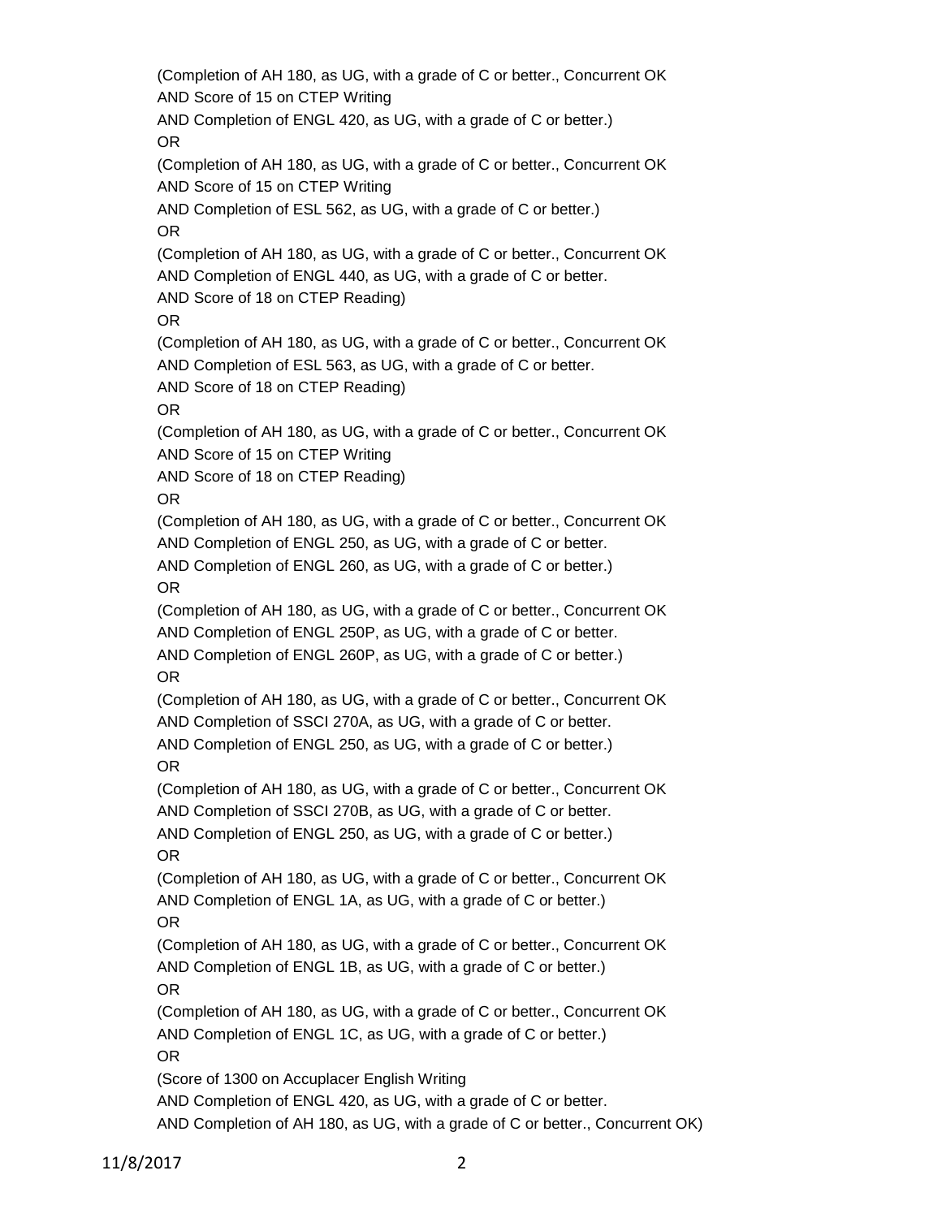(Completion of AH 180, as UG, with a grade of C or better., Concurrent OK
AND Score of 15 on CTEP Writing
AND Completion of ENGL 420, as UG, with a grade of C or better.)
OR
(Completion of AH 180, as UG, with a grade of C or better., Concurrent OK
AND Score of 15 on CTEP Writing
AND Completion of ESL 562, as UG, with a grade of C or better.)
OR
(Completion of AH 180, as UG, with a grade of C or better., Concurrent OK
AND Completion of ENGL 440, as UG, with a grade of C or better.
AND Score of 18 on CTEP Reading)
OR
(Completion of AH 180, as UG, with a grade of C or better., Concurrent OK
AND Completion of ESL 563, as UG, with a grade of C or better.
AND Score of 18 on CTEP Reading)
OR
(Completion of AH 180, as UG, with a grade of C or better., Concurrent OK
AND Score of 15 on CTEP Writing
AND Score of 18 on CTEP Reading)
OR
(Completion of AH 180, as UG, with a grade of C or better., Concurrent OK
AND Completion of ENGL 250, as UG, with a grade of C or better.
AND Completion of ENGL 260, as UG, with a grade of C or better.)
OR
(Completion of AH 180, as UG, with a grade of C or better., Concurrent OK
AND Completion of ENGL 250P, as UG, with a grade of C or better.
AND Completion of ENGL 260P, as UG, with a grade of C or better.)
OR
(Completion of AH 180, as UG, with a grade of C or better., Concurrent OK
AND Completion of SSCI 270A, as UG, with a grade of C or better.
AND Completion of ENGL 250, as UG, with a grade of C or better.)
OR
(Completion of AH 180, as UG, with a grade of C or better., Concurrent OK
AND Completion of SSCI 270B, as UG, with a grade of C or better.
AND Completion of ENGL 250, as UG, with a grade of C or better.)
OR
(Completion of AH 180, as UG, with a grade of C or better., Concurrent OK
AND Completion of ENGL 1A, as UG, with a grade of C or better.)
OR
(Completion of AH 180, as UG, with a grade of C or better., Concurrent OK
AND Completion of ENGL 1B, as UG, with a grade of C or better.)
OR
(Completion of AH 180, as UG, with a grade of C or better., Concurrent OK
AND Completion of ENGL 1C, as UG, with a grade of C or better.)
OR
(Score of 1300 on Accuplacer English Writing
AND Completion of ENGL 420, as UG, with a grade of C or better.
AND Completion of AH 180, as UG, with a grade of C or better., Concurrent OK)

11/8/2017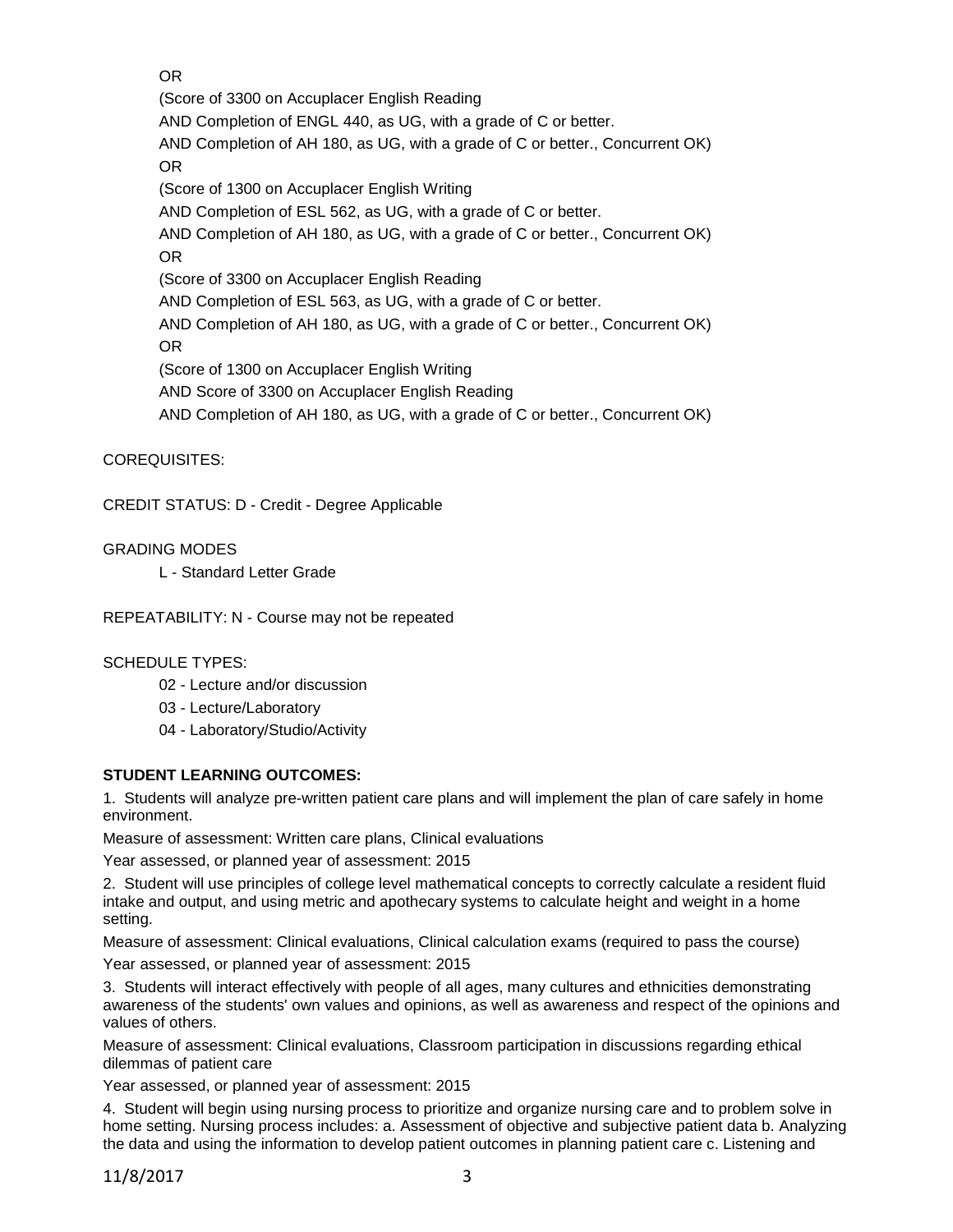OR

(Score of 3300 on Accuplacer English Reading

AND Completion of ENGL 440, as UG, with a grade of C or better.

AND Completion of AH 180, as UG, with a grade of C or better., Concurrent OK)

OR

(Score of 1300 on Accuplacer English Writing

AND Completion of ESL 562, as UG, with a grade of C or better.

AND Completion of AH 180, as UG, with a grade of C or better., Concurrent OK)

OR

(Score of 3300 on Accuplacer English Reading

AND Completion of ESL 563, as UG, with a grade of C or better.

AND Completion of AH 180, as UG, with a grade of C or better., Concurrent OK)

OR

(Score of 1300 on Accuplacer English Writing

AND Score of 3300 on Accuplacer English Reading

AND Completion of AH 180, as UG, with a grade of C or better., Concurrent OK)

COREQUISITES:

CREDIT STATUS: D - Credit - Degree Applicable

GRADING MODES

L - Standard Letter Grade

REPEATABILITY: N - Course may not be repeated

SCHEDULE TYPES:

02 - Lecture and/or discussion

03 - Lecture/Laboratory

04 - Laboratory/Studio/Activity

**STUDENT LEARNING OUTCOMES:**

1. Students will analyze pre-written patient care plans and will implement the plan of care safely in home environment.

Measure of assessment: Written care plans, Clinical evaluations

Year assessed, or planned year of assessment: 2015

2. Student will use principles of college level mathematical concepts to correctly calculate a resident fluid intake and output, and using metric and apothecary systems to calculate height and weight in a home setting.

Measure of assessment: Clinical evaluations, Clinical calculation exams (required to pass the course)

Year assessed, or planned year of assessment: 2015

3. Students will interact effectively with people of all ages, many cultures and ethnicities demonstrating awareness of the students' own values and opinions, as well as awareness and respect of the opinions and values of others.

Measure of assessment: Clinical evaluations, Classroom participation in discussions regarding ethical dilemmas of patient care

Year assessed, or planned year of assessment: 2015

4. Student will begin using nursing process to prioritize and organize nursing care and to problem solve in home setting. Nursing process includes: a. Assessment of objective and subjective patient data b. Analyzing the data and using the information to develop patient outcomes in planning patient care c. Listening and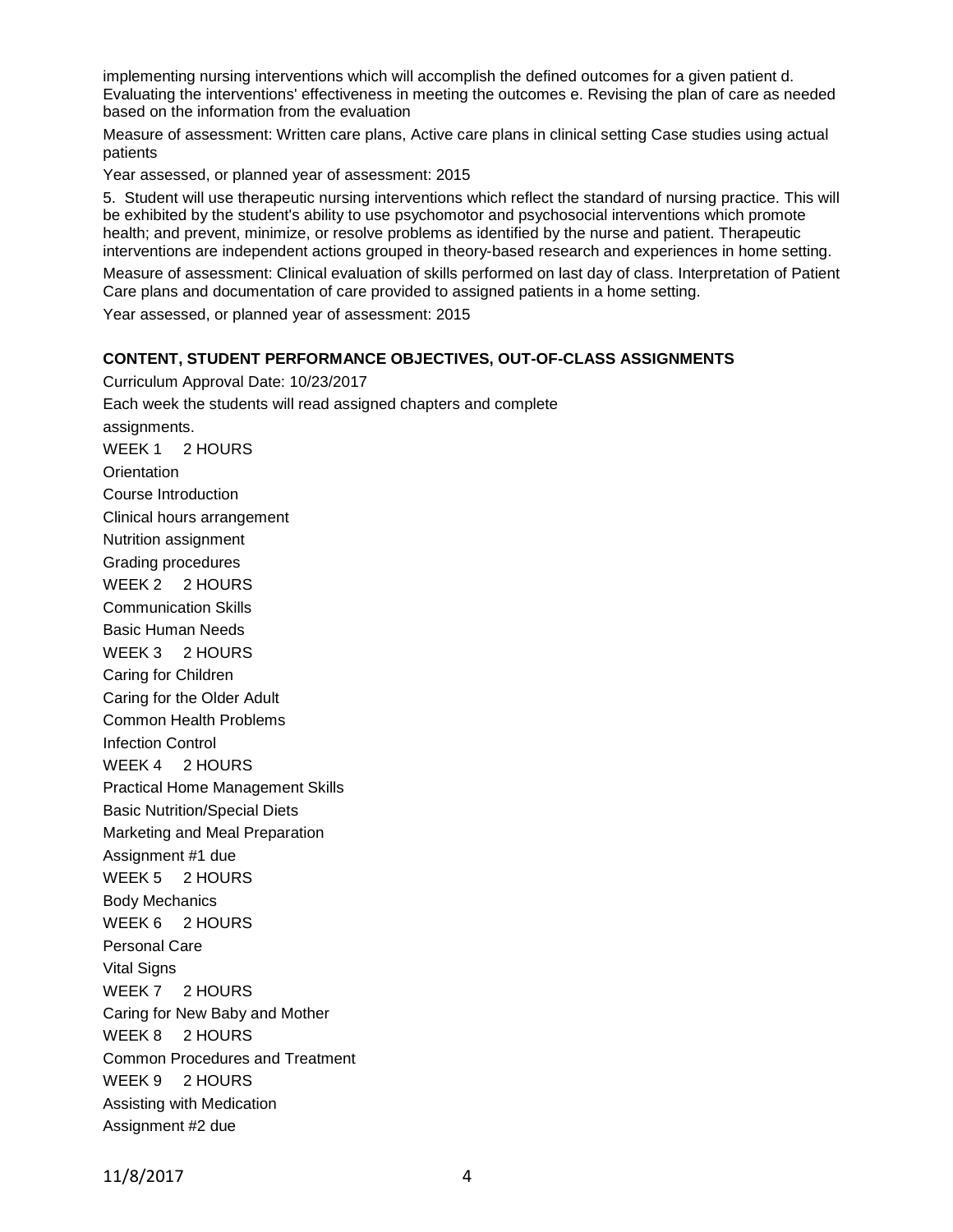implementing nursing interventions which will accomplish the defined outcomes for a given patient d. Evaluating the interventions' effectiveness in meeting the outcomes e. Revising the plan of care as needed based on the information from the evaluation

Measure of assessment: Written care plans, Active care plans in clinical setting Case studies using actual patients

Year assessed, or planned year of assessment: 2015

5. Student will use therapeutic nursing interventions which reflect the standard of nursing practice. This will be exhibited by the student's ability to use psychomotor and psychosocial interventions which promote health; and prevent, minimize, or resolve problems as identified by the nurse and patient. Therapeutic interventions are independent actions grouped in theory-based research and experiences in home setting.

Measure of assessment: Clinical evaluation of skills performed on last day of class. Interpretation of Patient Care plans and documentation of care provided to assigned patients in a home setting.

Year assessed, or planned year of assessment: 2015

**CONTENT, STUDENT PERFORMANCE OBJECTIVES, OUT-OF-CLASS ASSIGNMENTS**

Curriculum Approval Date: 10/23/2017

Each week the students will read assigned chapters and complete assignments.

WEEK 1 2 HOURS

Orientation

Course Introduction

Clinical hours arrangement

Nutrition assignment

Grading procedures

WEEK 2 2 HOURS

Communication Skills

Basic Human Needs

WEEK 3 2 HOURS

Caring for Children

Caring for the Older Adult

Common Health Problems

Infection Control

WEEK 4 2 HOURS

Practical Home Management Skills

Basic Nutrition/Special Diets

Marketing and Meal Preparation

Assignment #1 due

WEEK 5 2 HOURS

Body Mechanics

WEEK 6 2 HOURS

Personal Care

Vital Signs

WEEK 7 2 HOURS

Caring for New Baby and Mother

WEEK 8 2 HOURS

Common Procedures and Treatment

WEEK 9 2 HOURS

Assisting with Medication

Assignment #2 due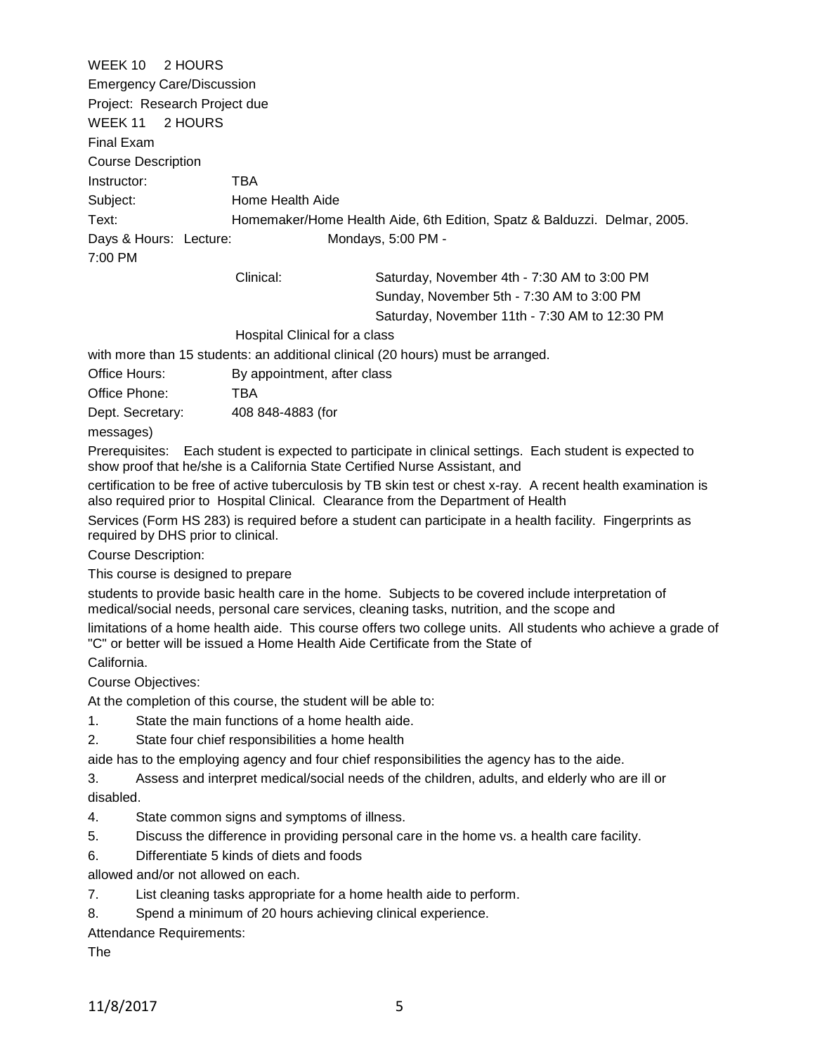WEEK 10 2 HOURS

Emergency Care/Discussion

Project: Research Project due

WEEK 11 2 HOURS

Final Exam

Course Description

Instructor: TBA

Subject: Home Health Aide

Text: Homemaker/Home Health Aide, 6th Edition, Spatz & Balduzzi. Delmar, 2005.

Days & Hours: Lecture: Mondays, 5:00 PM - 7:00 PM

Clinical: Saturday, November 4th - 7:30 AM to 3:00 PM
Sunday, November 5th - 7:30 AM to 3:00 PM
Saturday, November 11th - 7:30 AM to 12:30 PM

Hospital Clinical for a class with more than 15 students: an additional clinical (20 hours) must be arranged.

Office Hours: By appointment, after class

Office Phone: TBA

Dept. Secretary: 408 848-4883 (for messages)

Prerequisites: Each student is expected to participate in clinical settings. Each student is expected to show proof that he/she is a California State Certified Nurse Assistant, and certification to be free of active tuberculosis by TB skin test or chest x-ray. A recent health examination is also required prior to Hospital Clinical. Clearance from the Department of Health Services (Form HS 283) is required before a student can participate in a health facility. Fingerprints as required by DHS prior to clinical.

Course Description:

This course is designed to prepare students to provide basic health care in the home. Subjects to be covered include interpretation of medical/social needs, personal care services, cleaning tasks, nutrition, and the scope and limitations of a home health aide. This course offers two college units. All students who achieve a grade of "C" or better will be issued a Home Health Aide Certificate from the State of California.

Course Objectives:

At the completion of this course, the student will be able to:

1. State the main functions of a home health aide.
2. State four chief responsibilities a home health aide has to the employing agency and four chief responsibilities the agency has to the aide.
3. Assess and interpret medical/social needs of the children, adults, and elderly who are ill or disabled.
4. State common signs and symptoms of illness.
5. Discuss the difference in providing personal care in the home vs. a health care facility.
6. Differentiate 5 kinds of diets and foods allowed and/or not allowed on each.
7. List cleaning tasks appropriate for a home health aide to perform.
8. Spend a minimum of 20 hours achieving clinical experience.

Attendance Requirements:

The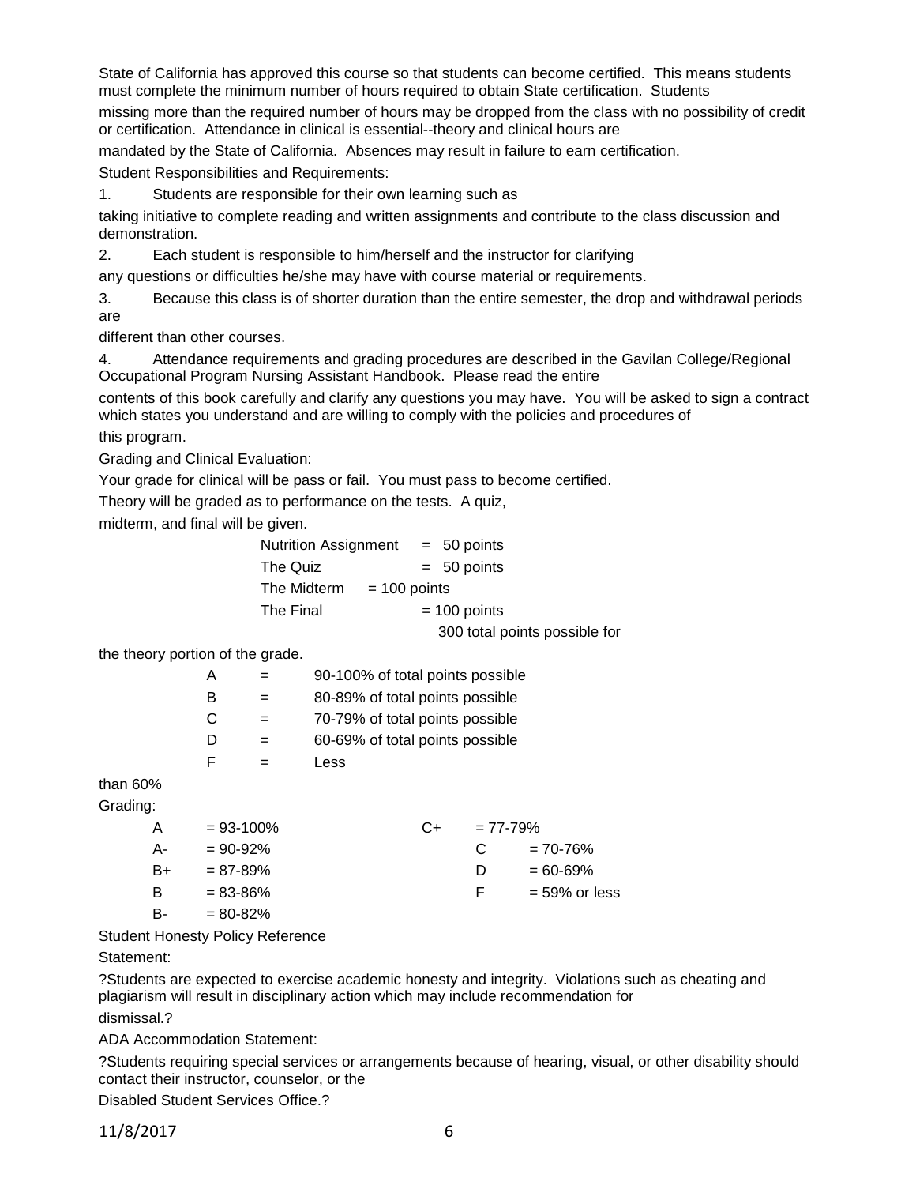State of California has approved this course so that students can become certified. This means students must complete the minimum number of hours required to obtain State certification. Students missing more than the required number of hours may be dropped from the class with no possibility of credit or certification. Attendance in clinical is essential--theory and clinical hours are mandated by the State of California. Absences may result in failure to earn certification.

Student Responsibilities and Requirements:

1. Students are responsible for their own learning such as taking initiative to complete reading and written assignments and contribute to the class discussion and demonstration.
2. Each student is responsible to him/herself and the instructor for clarifying any questions or difficulties he/she may have with course material or requirements.
3. Because this class is of shorter duration than the entire semester, the drop and withdrawal periods are different than other courses.
4. Attendance requirements and grading procedures are described in the Gavilan College/Regional Occupational Program Nursing Assistant Handbook. Please read the entire contents of this book carefully and clarify any questions you may have. You will be asked to sign a contract which states you understand and are willing to comply with the policies and procedures of this program.

Grading and Clinical Evaluation:

Your grade for clinical will be pass or fail. You must pass to become certified.

Theory will be graded as to performance on the tests. A quiz, midterm, and final will be given.

| | |
|---|---|
| Nutrition Assignment | = 50 points |
| The Quiz | = 50 points |
| The Midterm | = 100 points |
| The Final | = 100 points |
| | 300 total points possible for |

the theory portion of the grade.

| | | |
|---|---|---|
| A | = | 90-100% of total points possible |
| B | = | 80-89% of total points possible |
| C | = | 70-79% of total points possible |
| D | = | 60-69% of total points possible |
| F | = | Less than 60% |

Grading:

| | | | |
|---|---|---|---|
| A | = 93-100% | C+ | = 77-79% |
| A- | = 90-92% | C | = 70-76% |
| B+ | = 87-89% | D | = 60-69% |
| B | = 83-86% | F | = 59% or less |
| B- | = 80-82% | | |

Student Honesty Policy Reference

Statement:

?Students are expected to exercise academic honesty and integrity. Violations such as cheating and plagiarism will result in disciplinary action which may include recommendation for dismissal.?

ADA Accommodation Statement:

?Students requiring special services or arrangements because of hearing, visual, or other disability should contact their instructor, counselor, or the Disabled Student Services Office.?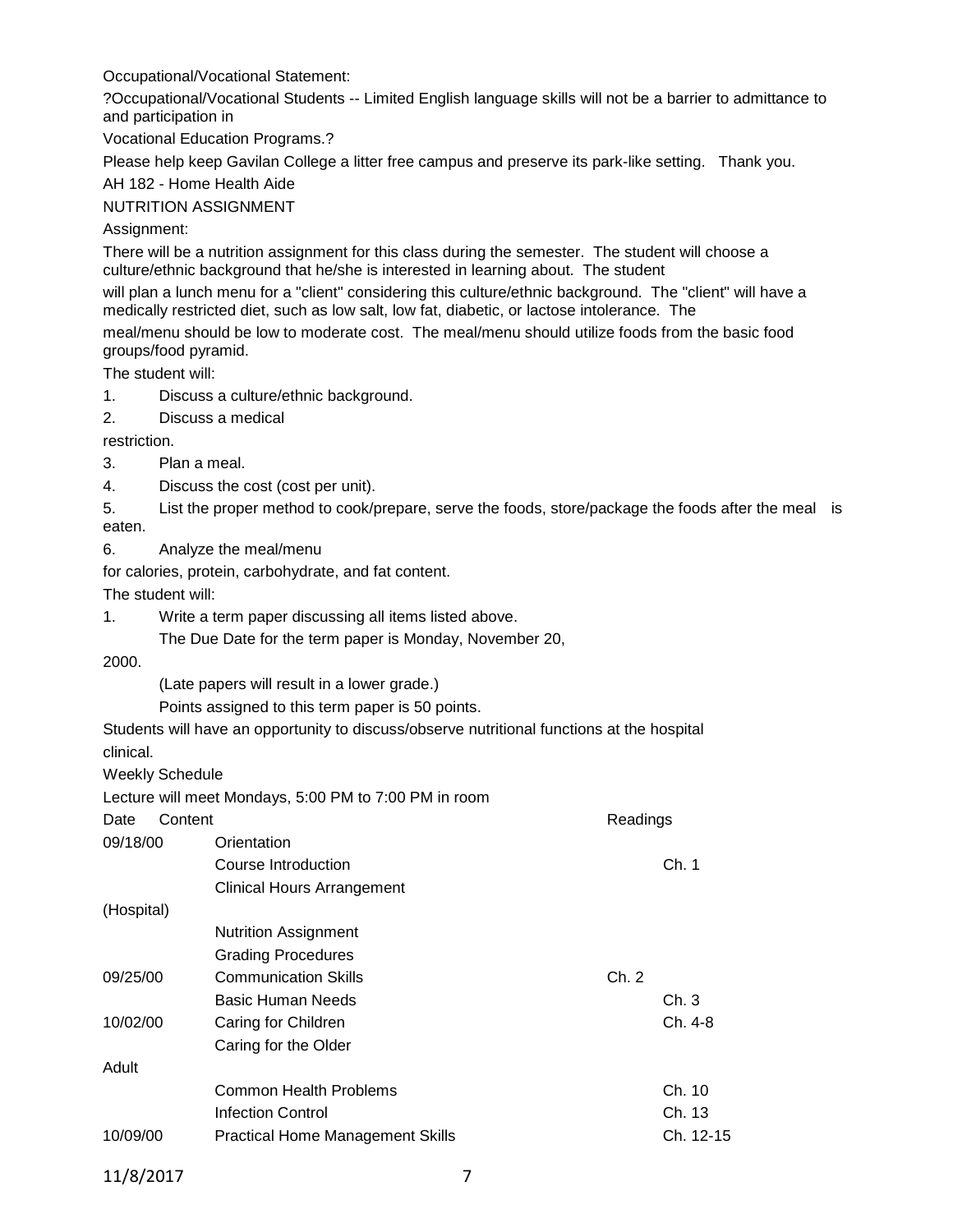Occupational/Vocational Statement:

?Occupational/Vocational Students -- Limited English language skills will not be a barrier to admittance to and participation in Vocational Education Programs.?

Please help keep Gavilan College a litter free campus and preserve its park-like setting. Thank you.

AH 182 - Home Health Aide

NUTRITION ASSIGNMENT

Assignment:

There will be a nutrition assignment for this class during the semester. The student will choose a culture/ethnic background that he/she is interested in learning about. The student will plan a lunch menu for a "client" considering this culture/ethnic background. The "client" will have a medically restricted diet, such as low salt, low fat, diabetic, or lactose intolerance. The meal/menu should be low to moderate cost. The meal/menu should utilize foods from the basic food groups/food pyramid.

The student will:

1. Discuss a culture/ethnic background.
2. Discuss a medical restriction.
3. Plan a meal.
4. Discuss the cost (cost per unit).
5. List the proper method to cook/prepare, serve the foods, store/package the foods after the meal is eaten.
6. Analyze the meal/menu for calories, protein, carbohydrate, and fat content.

The student will:

1. Write a term paper discussing all items listed above.

   The Due Date for the term paper is Monday, November 20, 2000.

   (Late papers will result in a lower grade.)

   Points assigned to this term paper is 50 points.

Students will have an opportunity to discuss/observe nutritional functions at the hospital clinical.

Weekly Schedule

Lecture will meet Mondays, 5:00 PM to 7:00 PM in room

| Date | Content | Readings |
|---|---|---|
| 09/18/00 | Orientation | |
| | Course Introduction | Ch. 1 |
| | Clinical Hours Arrangement (Hospital) | |
| | Nutrition Assignment | |
| | Grading Procedures | |
| 09/25/00 | Communication Skills | Ch. 2 |
| | Basic Human Needs | Ch. 3 |
| 10/02/00 | Caring for Children | Ch. 4-8 |
| | Caring for the Older Adult | |
| | Common Health Problems | Ch. 10 |
| | Infection Control | Ch. 13 |
| 10/09/00 | Practical Home Management Skills | Ch. 12-15 |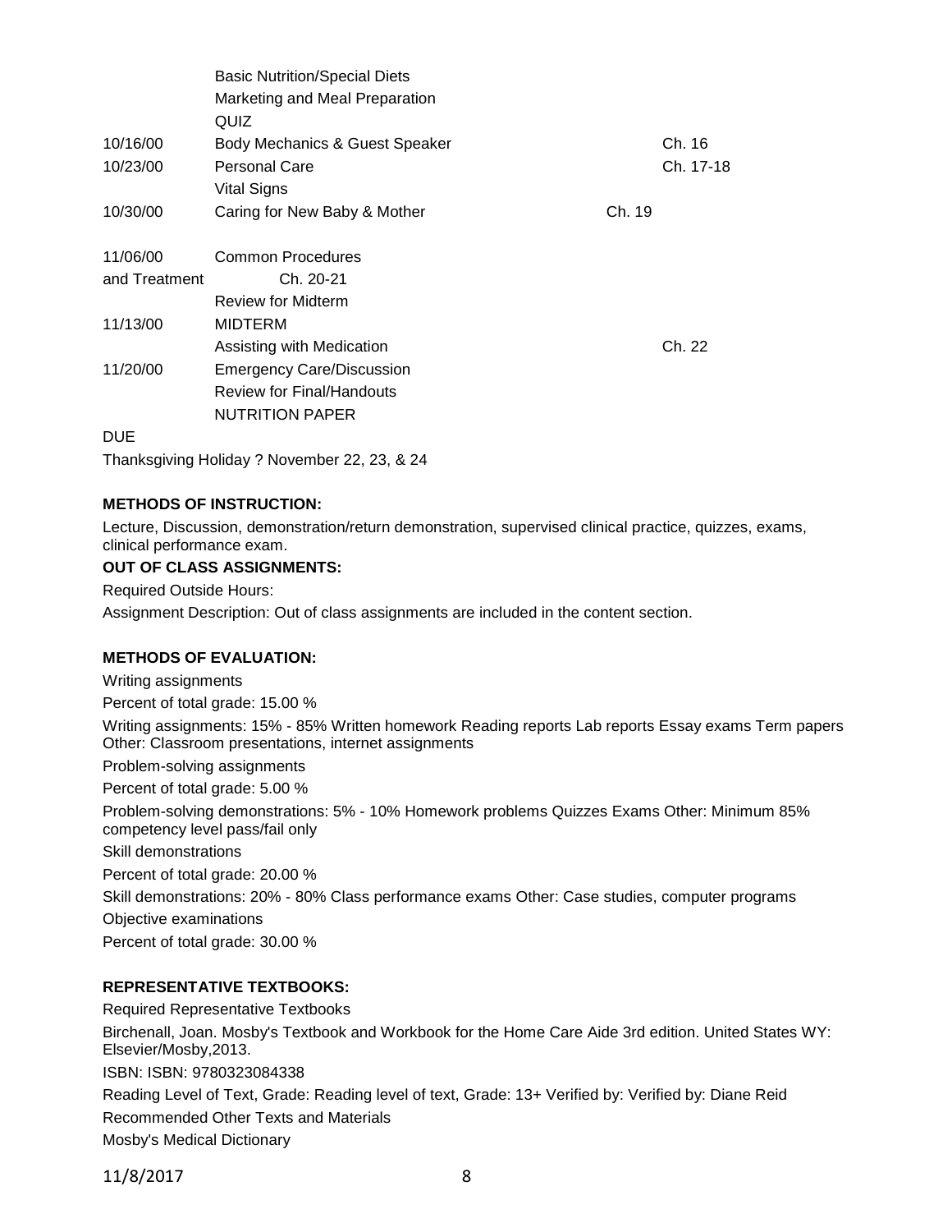| | | |
|---|---|---|
| | Basic Nutrition/Special Diets | |
| | Marketing and Meal Preparation | |
| | QUIZ | |
| 10/16/00 | Body Mechanics & Guest Speaker | Ch. 16 |
| 10/23/00 | Personal Care | Ch. 17-18 |
| | Vital Signs | |
| 10/30/00 | Caring for New Baby & Mother | Ch. 19 |
| 11/06/00 | Common Procedures | |
| and Treatment | Ch. 20-21 | |
| | Review for Midterm | |
| 11/13/00 | MIDTERM | |
| | Assisting with Medication | Ch. 22 |
| 11/20/00 | Emergency Care/Discussion | |
| | Review for Final/Handouts | |
| | NUTRITION PAPER | |
| DUE | | |

Thanksgiving Holiday ? November 22, 23, & 24

**METHODS OF INSTRUCTION:**

Lecture, Discussion, demonstration/return demonstration, supervised clinical practice, quizzes, exams, clinical performance exam.

**OUT OF CLASS ASSIGNMENTS:**

Required Outside Hours:

Assignment Description: Out of class assignments are included in the content section.

**METHODS OF EVALUATION:**

Writing assignments

Percent of total grade: 15.00 %

Writing assignments: 15% - 85% Written homework Reading reports Lab reports Essay exams Term papers Other: Classroom presentations, internet assignments

Problem-solving assignments

Percent of total grade: 5.00 %

Problem-solving demonstrations: 5% - 10% Homework problems Quizzes Exams Other: Minimum 85% competency level pass/fail only

Skill demonstrations

Percent of total grade: 20.00 %

Skill demonstrations: 20% - 80% Class performance exams Other: Case studies, computer programs

Objective examinations

Percent of total grade: 30.00 %

**REPRESENTATIVE TEXTBOOKS:**

Required Representative Textbooks

Birchenall, Joan. Mosby's Textbook and Workbook for the Home Care Aide 3rd edition. United States WY: Elsevier/Mosby,2013.

ISBN: ISBN: 9780323084338

Reading Level of Text, Grade: Reading level of text, Grade: 13+ Verified by: Verified by: Diane Reid

Recommended Other Texts and Materials

Mosby's Medical Dictionary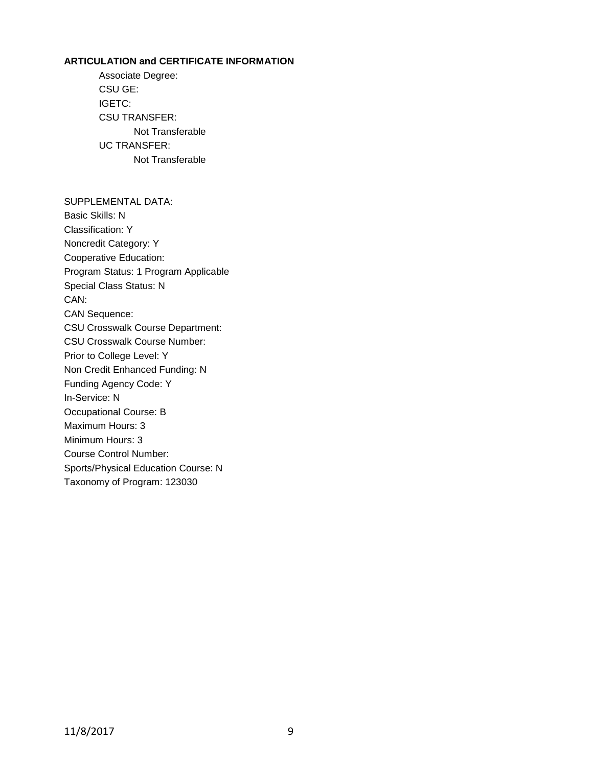**ARTICULATION and CERTIFICATE INFORMATION**

Associate Degree:

CSU GE:

IGETC:

CSU TRANSFER:

Not Transferable

UC TRANSFER:

Not Transferable

SUPPLEMENTAL DATA:

Basic Skills: N

Classification: Y

Noncredit Category: Y

Cooperative Education:

Program Status: 1 Program Applicable

Special Class Status: N

CAN:

CAN Sequence:

CSU Crosswalk Course Department:

CSU Crosswalk Course Number:

Prior to College Level: Y

Non Credit Enhanced Funding: N

Funding Agency Code: Y

In-Service: N

Occupational Course: B

Maximum Hours: 3

Minimum Hours: 3

Course Control Number:

Sports/Physical Education Course: N

Taxonomy of Program: 123030